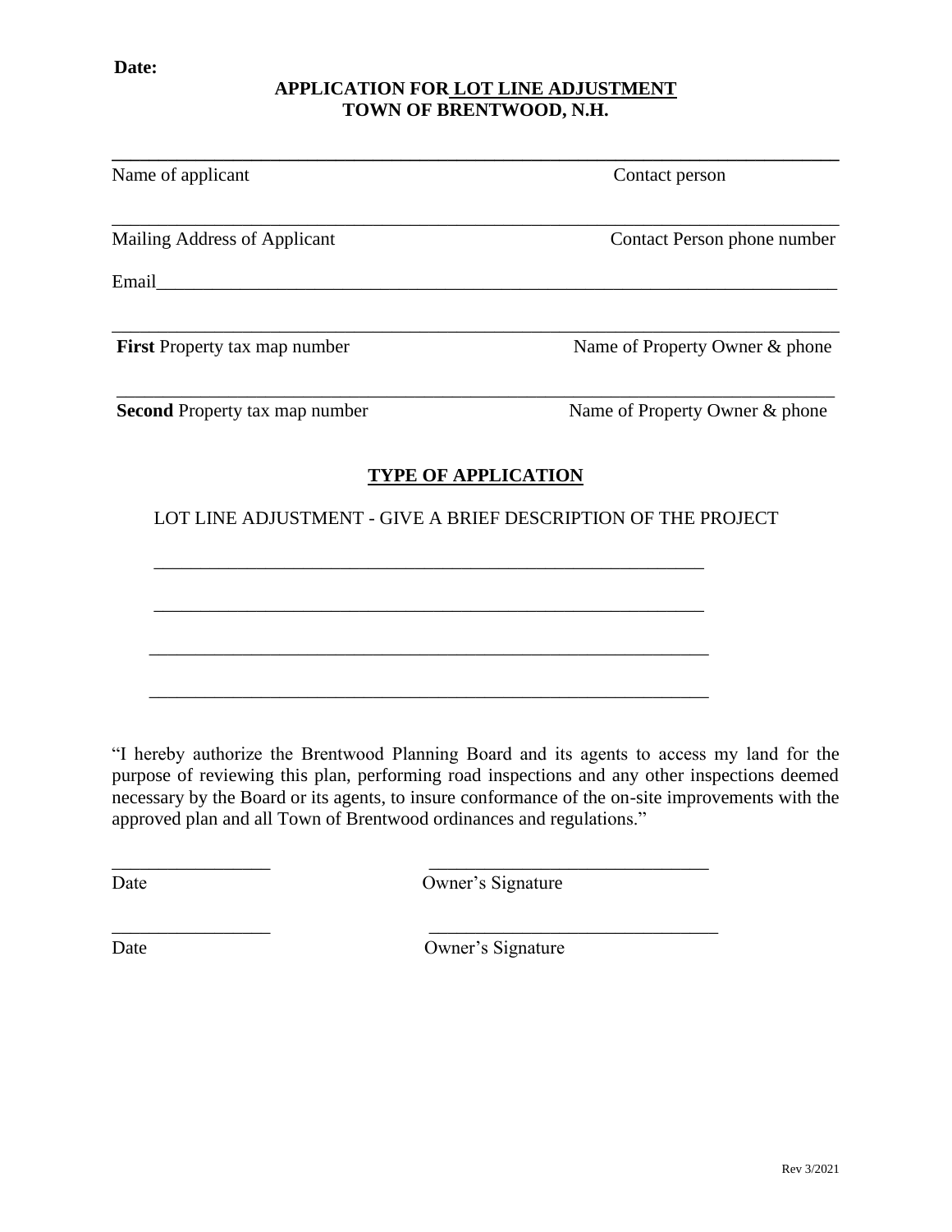**Date:**

**APPLICATION FOR LOT LINE ADJUSTMENT**
**TOWN OF BRENTWOOD, N.H.**

______________________________________________________________________________

Name of applicant                                                                                    Contact person

______________________________________________________________________________

Mailing Address of Applicant                                                                  Contact Person phone number

Email_________________________________________________________________________

______________________________________________________________________________

**First** Property tax map number                                                           Name of Property Owner & phone

______________________________________________________________________________

**Second** Property tax map number                                                       Name of Property Owner & phone

## TYPE OF APPLICATION

LOT LINE ADJUSTMENT - GIVE A BRIEF DESCRIPTION OF THE PROJECT

_____________________________________________________________

_____________________________________________________________

_____________________________________________________________

_____________________________________________________________

"I hereby authorize the Brentwood Planning Board and its agents to access my land for the purpose of reviewing this plan, performing road inspections and any other inspections deemed necessary by the Board or its agents, to insure conformance of the on-site improvements with the approved plan and all Town of Brentwood ordinances and regulations."

_________________                    _______________________________
Date                                                   Owner's Signature

_________________                    _______________________________
Date                                                   Owner's Signature

Rev 3/2021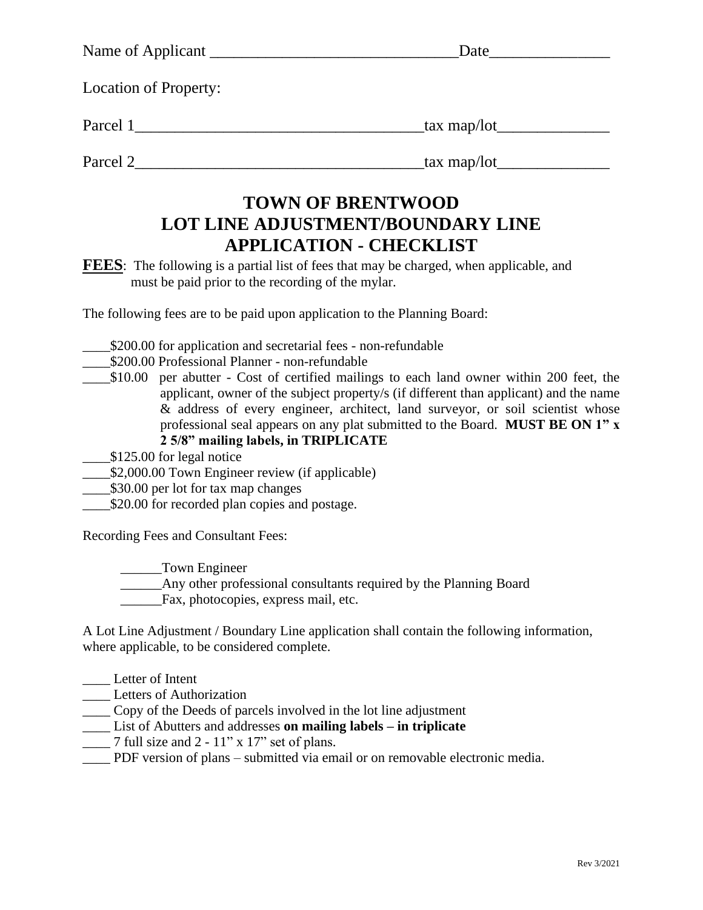Name of Applicant ______________________________ Date _______________

Location of Property:

Parcel 1___________________________________ tax map/lot ______________

Parcel 2___________________________________ tax map/lot ______________

# TOWN OF BRENTWOOD
# LOT LINE ADJUSTMENT/BOUNDARY LINE
# APPLICATION - CHECKLIST

**FEES**: The following is a partial list of fees that may be charged, when applicable, and must be paid prior to the recording of the mylar.

The following fees are to be paid upon application to the Planning Board:

____$200.00 for application and secretarial fees - non-refundable
____$200.00 Professional Planner - non-refundable
____$10.00 per abutter - Cost of certified mailings to each land owner within 200 feet, the applicant, owner of the subject property/s (if different than applicant) and the name & address of every engineer, architect, land surveyor, or soil scientist whose professional seal appears on any plat submitted to the Board. **MUST BE ON 1" x 2 5/8" mailing labels, in TRIPLICATE**
____$125.00 for legal notice
____$2,000.00 Town Engineer review (if applicable)
____$30.00 per lot for tax map changes
____$20.00 for recorded plan copies and postage.

Recording Fees and Consultant Fees:

______Town Engineer
______Any other professional consultants required by the Planning Board
______Fax, photocopies, express mail, etc.

A Lot Line Adjustment / Boundary Line application shall contain the following information, where applicable, to be considered complete.

____ Letter of Intent
____ Letters of Authorization
____ Copy of the Deeds of parcels involved in the lot line adjustment
____ List of Abutters and addresses **on mailing labels – in triplicate**
____ 7 full size and 2 - 11" x 17" set of plans.
____ PDF version of plans – submitted via email or on removable electronic media.

Rev 3/2021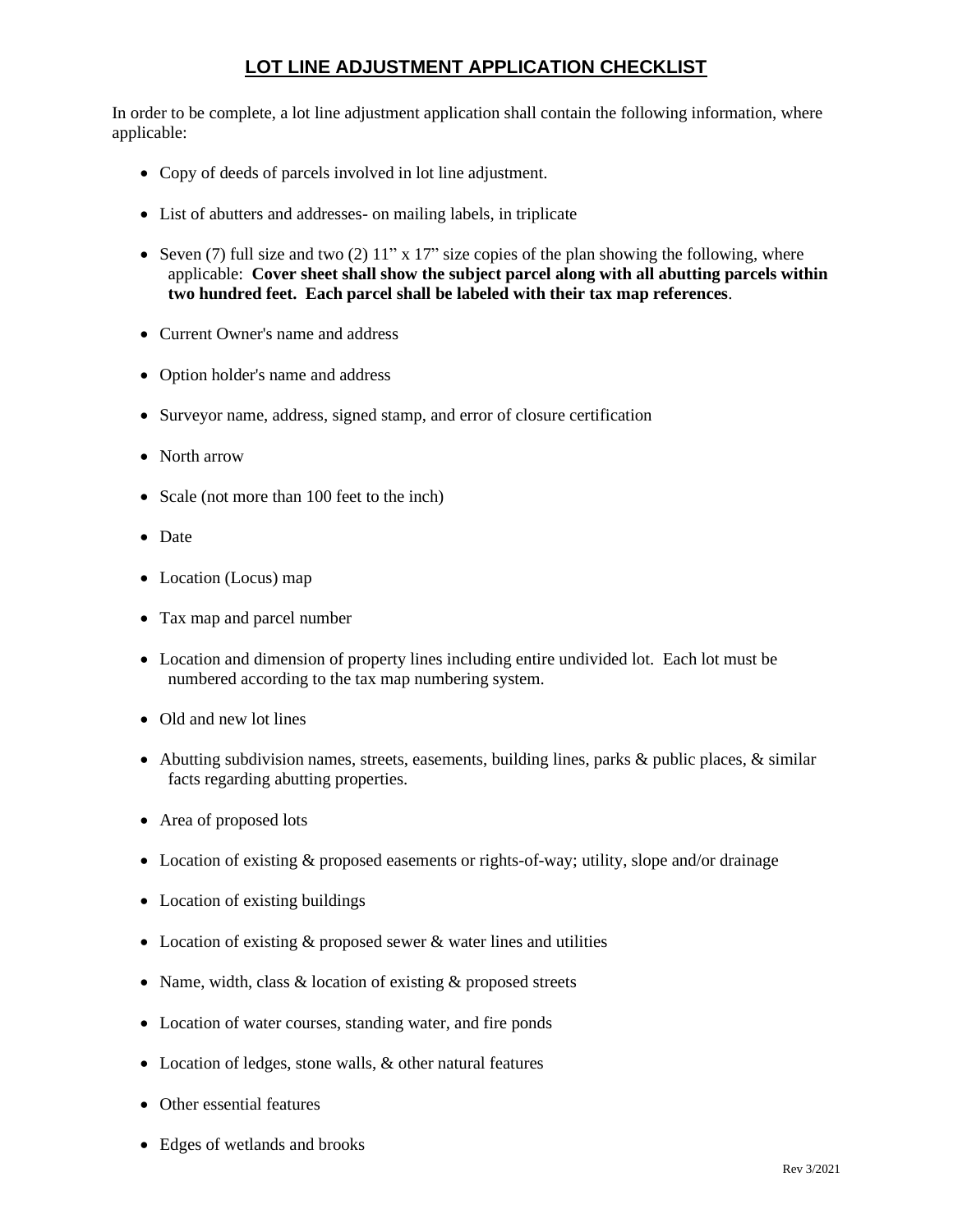# LOT LINE ADJUSTMENT APPLICATION CHECKLIST

In order to be complete, a lot line adjustment application shall contain the following information, where applicable:

- Copy of deeds of parcels involved in lot line adjustment.
- List of abutters and addresses- on mailing labels, in triplicate
- Seven (7) full size and two (2) 11" x 17" size copies of the plan showing the following, where applicable: **Cover sheet shall show the subject parcel along with all abutting parcels within two hundred feet. Each parcel shall be labeled with their tax map references**.
- Current Owner's name and address
- Option holder's name and address
- Surveyor name, address, signed stamp, and error of closure certification
- North arrow
- Scale (not more than 100 feet to the inch)
- Date
- Location (Locus) map
- Tax map and parcel number
- Location and dimension of property lines including entire undivided lot. Each lot must be numbered according to the tax map numbering system.
- Old and new lot lines
- Abutting subdivision names, streets, easements, building lines, parks & public places, & similar facts regarding abutting properties.
- Area of proposed lots
- Location of existing & proposed easements or rights-of-way; utility, slope and/or drainage
- Location of existing buildings
- Location of existing & proposed sewer & water lines and utilities
- Name, width, class & location of existing & proposed streets
- Location of water courses, standing water, and fire ponds
- Location of ledges, stone walls, & other natural features
- Other essential features
- Edges of wetlands and brooks

Rev 3/2021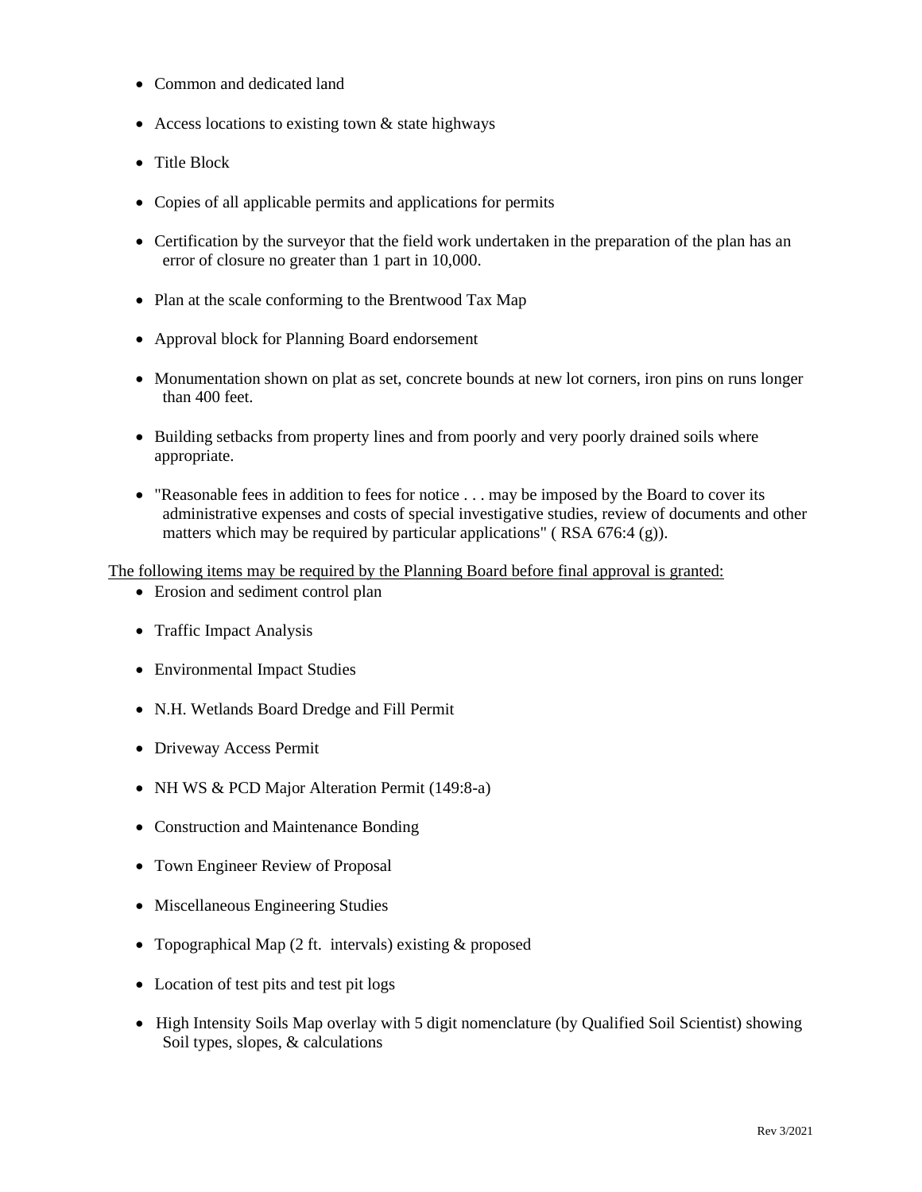- Common and dedicated land
- Access locations to existing town & state highways
- Title Block
- Copies of all applicable permits and applications for permits
- Certification by the surveyor that the field work undertaken in the preparation of the plan has an error of closure no greater than 1 part in 10,000.
- Plan at the scale conforming to the Brentwood Tax Map
- Approval block for Planning Board endorsement
- Monumentation shown on plat as set, concrete bounds at new lot corners, iron pins on runs longer than 400 feet.
- Building setbacks from property lines and from poorly and very poorly drained soils where appropriate.
- "Reasonable fees in addition to fees for notice . . . may be imposed by the Board to cover its administrative expenses and costs of special investigative studies, review of documents and other matters which may be required by particular applications" ( RSA 676:4 (g)).

<u>The following items may be required by the Planning Board before final approval is granted:</u>

- Erosion and sediment control plan
- Traffic Impact Analysis
- Environmental Impact Studies
- N.H. Wetlands Board Dredge and Fill Permit
- Driveway Access Permit
- NH WS & PCD Major Alteration Permit (149:8-a)
- Construction and Maintenance Bonding
- Town Engineer Review of Proposal
- Miscellaneous Engineering Studies
- Topographical Map (2 ft. intervals) existing & proposed
- Location of test pits and test pit logs
- High Intensity Soils Map overlay with 5 digit nomenclature (by Qualified Soil Scientist) showing Soil types, slopes, & calculations

Rev 3/2021